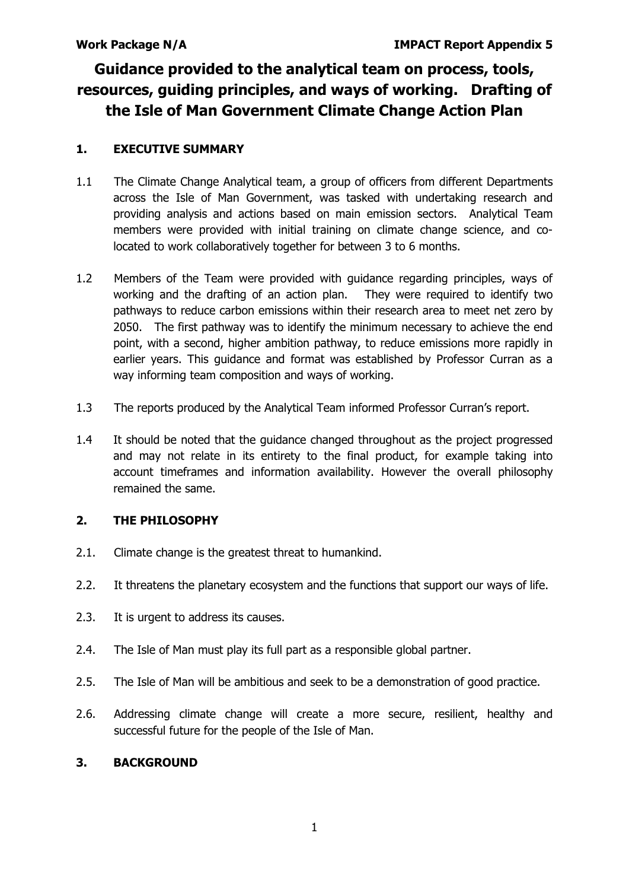# Guidance provided to the analytical team on process, tools, resources, guiding principles, and ways of working. Drafting of the Isle of Man Government Climate Change Action Plan

## 1. EXECUTIVE SUMMARY

1.1 The Climate Change Analytical team, a group of officers from different Departments across the Isle of Man Government, was tasked with undertaking research and providing analysis and actions based on main emission sectors. Analytical Team members were provided with initial training on climate change science, and co-located to work collaboratively together for between 3 to 6 months.

1.2 Members of the Team were provided with guidance regarding principles, ways of working and the drafting of an action plan. They were required to identify two pathways to reduce carbon emissions within their research area to meet net zero by 2050. The first pathway was to identify the minimum necessary to achieve the end point, with a second, higher ambition pathway, to reduce emissions more rapidly in earlier years. This guidance and format was established by Professor Curran as a way informing team composition and ways of working.

1.3 The reports produced by the Analytical Team informed Professor Curran's report.

1.4 It should be noted that the guidance changed throughout as the project progressed and may not relate in its entirety to the final product, for example taking into account timeframes and information availability. However the overall philosophy remained the same.

## 2. THE PHILOSOPHY

2.1. Climate change is the greatest threat to humankind.

2.2. It threatens the planetary ecosystem and the functions that support our ways of life.

2.3. It is urgent to address its causes.

2.4. The Isle of Man must play its full part as a responsible global partner.

2.5. The Isle of Man will be ambitious and seek to be a demonstration of good practice.

2.6. Addressing climate change will create a more secure, resilient, healthy and successful future for the people of the Isle of Man.

## 3. BACKGROUND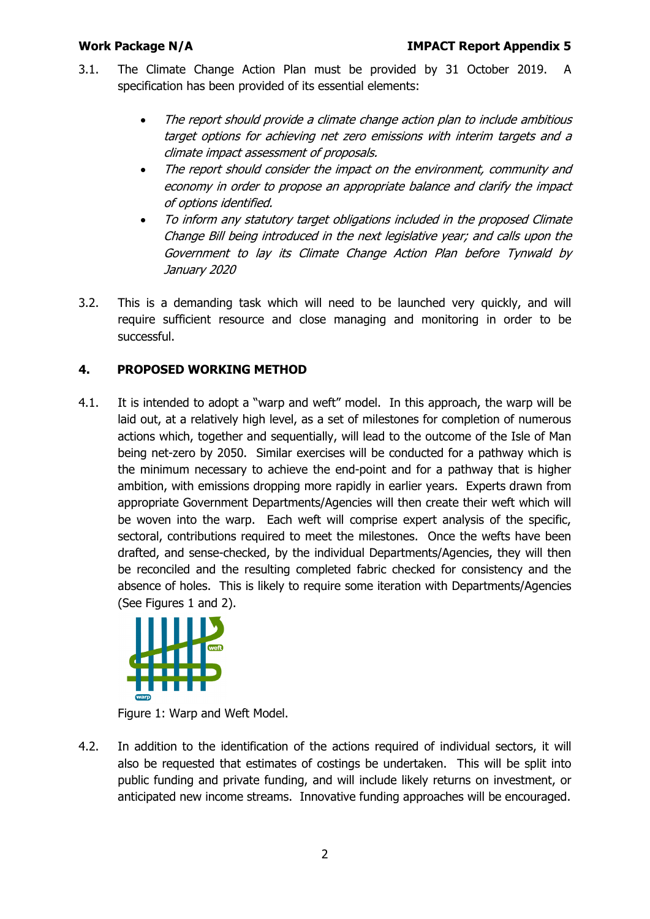3.1. The Climate Change Action Plan must be provided by 31 October 2019. A specification has been provided of its essential elements:

- *The report should provide a climate change action plan to include ambitious target options for achieving net zero emissions with interim targets and a climate impact assessment of proposals.*
- *The report should consider the impact on the environment, community and economy in order to propose an appropriate balance and clarify the impact of options identified.*
- *To inform any statutory target obligations included in the proposed Climate Change Bill being introduced in the next legislative year; and calls upon the Government to lay its Climate Change Action Plan before Tynwald by January 2020*

3.2. This is a demanding task which will need to be launched very quickly, and will require sufficient resource and close managing and monitoring in order to be successful.

## 4. PROPOSED WORKING METHOD

4.1. It is intended to adopt a "warp and weft" model. In this approach, the warp will be laid out, at a relatively high level, as a set of milestones for completion of numerous actions which, together and sequentially, will lead to the outcome of the Isle of Man being net-zero by 2050. Similar exercises will be conducted for a pathway which is the minimum necessary to achieve the end-point and for a pathway that is higher ambition, with emissions dropping more rapidly in earlier years. Experts drawn from appropriate Government Departments/Agencies will then create their weft which will be woven into the warp. Each weft will comprise expert analysis of the specific, sectoral, contributions required to meet the milestones. Once the wefts have been drafted, and sense-checked, by the individual Departments/Agencies, they will then be reconciled and the resulting completed fabric checked for consistency and the absence of holes. This is likely to require some iteration with Departments/Agencies (See Figures 1 and 2).

Figure 1: Warp and Weft Model.

4.2. In addition to the identification of the actions required of individual sectors, it will also be requested that estimates of costings be undertaken. This will be split into public funding and private funding, and will include likely returns on investment, or anticipated new income streams. Innovative funding approaches will be encouraged.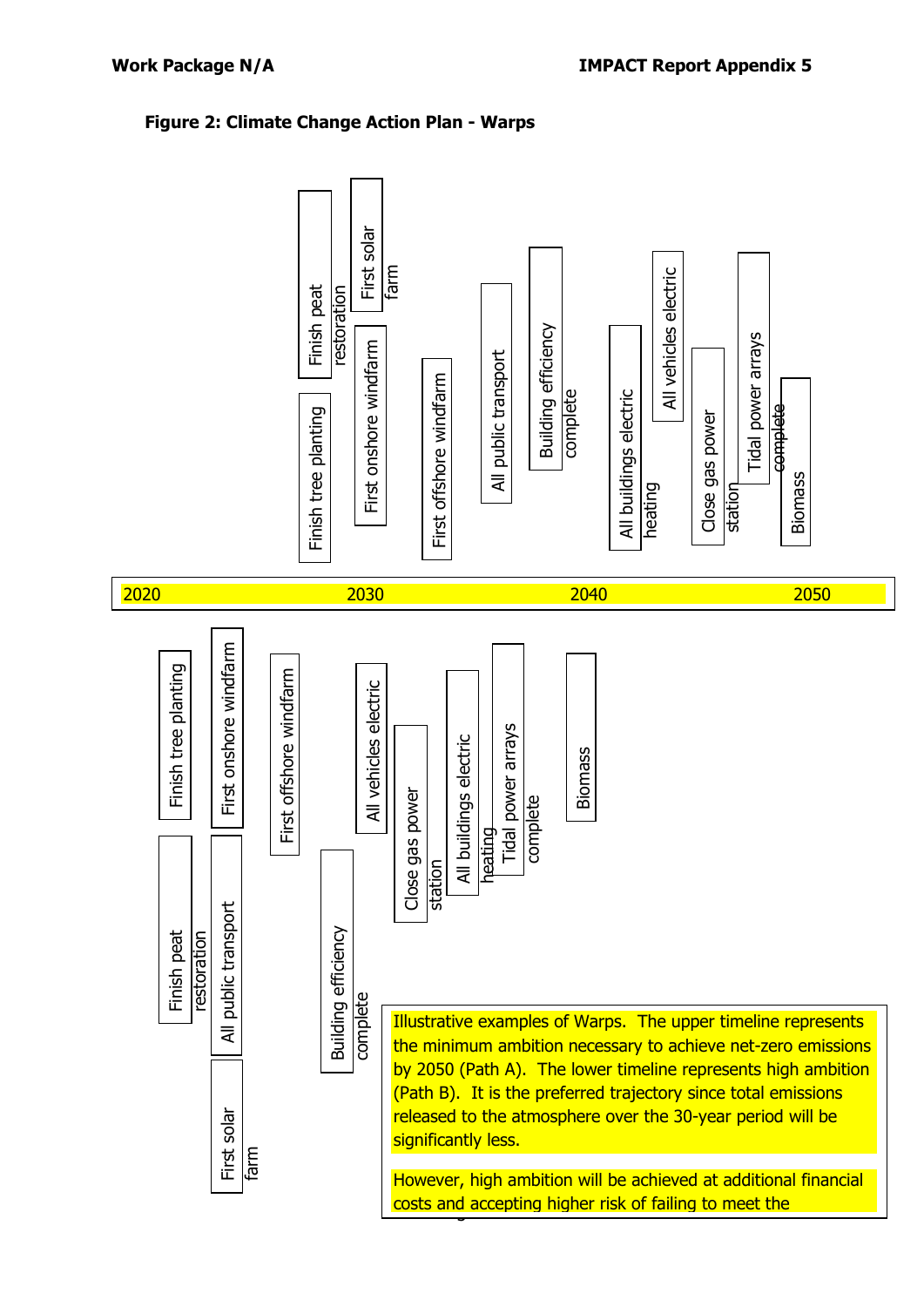**Figure 2: Climate Change Action Plan - Warps**

**Upper timeline (Path A):**

- Finish tree planting
- Finish peat restoration
- First onshore windfarm
- First solar farm
- First offshore windfarm
- All public transport
- Building efficiency complete
- All buildings electric heating
- All vehicles electric
- Close gas power station
- Tidal power arrays complete
- Biomass

2020 | 2030 | 2040 | 2050

**Lower timeline (Path B):**

- Finish tree planting
- Finish peat restoration
- First onshore windfarm
- All public transport
- First solar farm
- First offshore windfarm
- Building efficiency complete
- All vehicles electric
- Close gas power station
- All buildings electric heating
- Tidal power arrays complete
- Biomass

Illustrative examples of Warps. The upper timeline represents the minimum ambition necessary to achieve net-zero emissions by 2050 (Path A). The lower timeline represents high ambition (Path B). It is the preferred trajectory since total emissions released to the atmosphere over the 30-year period will be significantly less.

However, high ambition will be achieved at additional financial costs and accepting higher risk of failing to meet the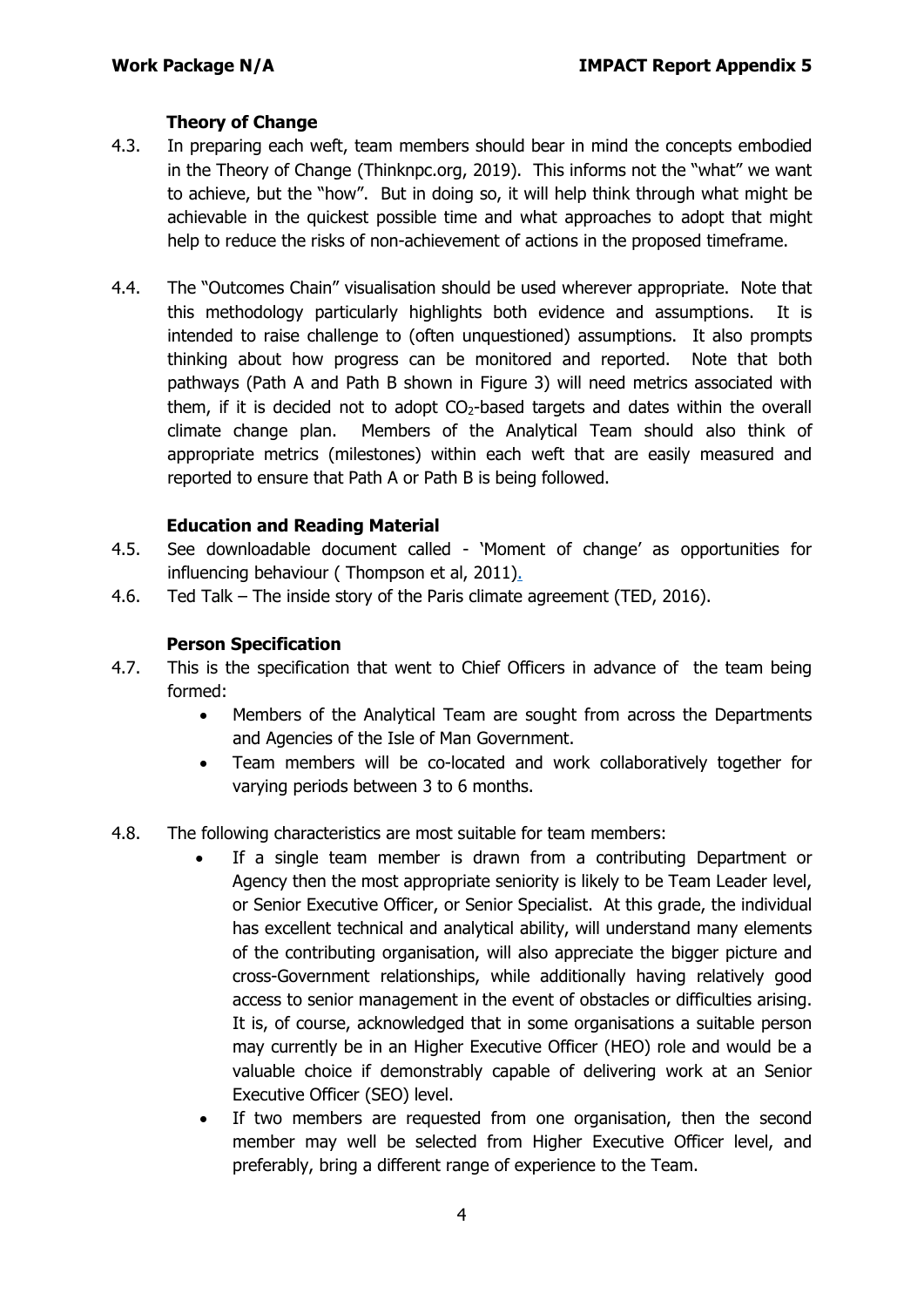### Theory of Change

4.3. In preparing each weft, team members should bear in mind the concepts embodied in the Theory of Change (Thinknpc.org, 2019). This informs not the "what" we want to achieve, but the "how". But in doing so, it will help think through what might be achievable in the quickest possible time and what approaches to adopt that might help to reduce the risks of non-achievement of actions in the proposed timeframe.

4.4. The "Outcomes Chain" visualisation should be used wherever appropriate. Note that this methodology particularly highlights both evidence and assumptions. It is intended to raise challenge to (often unquestioned) assumptions. It also prompts thinking about how progress can be monitored and reported. Note that both pathways (Path A and Path B shown in Figure 3) will need metrics associated with them, if it is decided not to adopt $CO_2$-based targets and dates within the overall climate change plan. Members of the Analytical Team should also think of appropriate metrics (milestones) within each weft that are easily measured and reported to ensure that Path A or Path B is being followed.

### Education and Reading Material

4.5. See downloadable document called - 'Moment of change' as opportunities for influencing behaviour ( Thompson et al, 2011).

4.6. Ted Talk – The inside story of the Paris climate agreement (TED, 2016).

### Person Specification

4.7. This is the specification that went to Chief Officers in advance of the team being formed:

- Members of the Analytical Team are sought from across the Departments and Agencies of the Isle of Man Government.
- Team members will be co-located and work collaboratively together for varying periods between 3 to 6 months.

4.8. The following characteristics are most suitable for team members:

- If a single team member is drawn from a contributing Department or Agency then the most appropriate seniority is likely to be Team Leader level, or Senior Executive Officer, or Senior Specialist. At this grade, the individual has excellent technical and analytical ability, will understand many elements of the contributing organisation, will also appreciate the bigger picture and cross-Government relationships, while additionally having relatively good access to senior management in the event of obstacles or difficulties arising. It is, of course, acknowledged that in some organisations a suitable person may currently be in an Higher Executive Officer (HEO) role and would be a valuable choice if demonstrably capable of delivering work at an Senior Executive Officer (SEO) level.
- If two members are requested from one organisation, then the second member may well be selected from Higher Executive Officer level, and preferably, bring a different range of experience to the Team.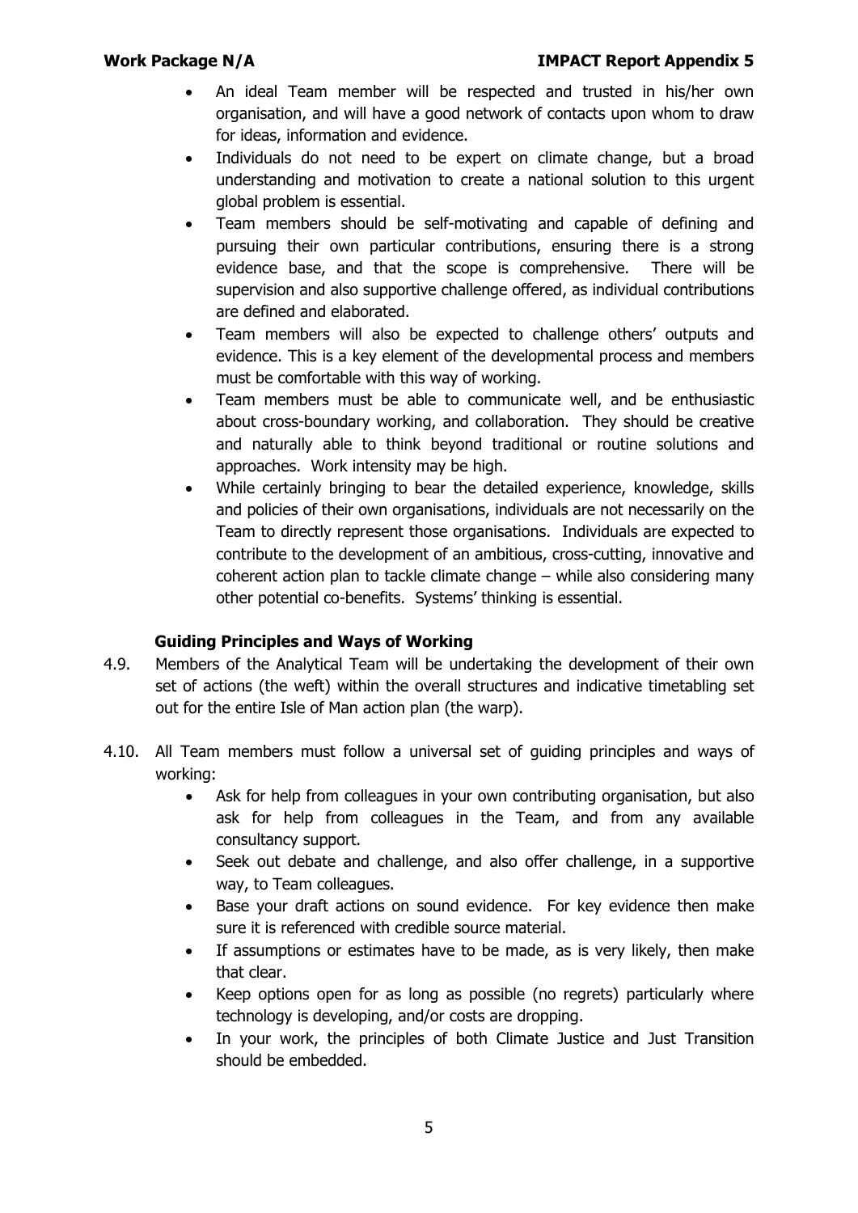- An ideal Team member will be respected and trusted in his/her own organisation, and will have a good network of contacts upon whom to draw for ideas, information and evidence.
- Individuals do not need to be expert on climate change, but a broad understanding and motivation to create a national solution to this urgent global problem is essential.
- Team members should be self-motivating and capable of defining and pursuing their own particular contributions, ensuring there is a strong evidence base, and that the scope is comprehensive. There will be supervision and also supportive challenge offered, as individual contributions are defined and elaborated.
- Team members will also be expected to challenge others' outputs and evidence. This is a key element of the developmental process and members must be comfortable with this way of working.
- Team members must be able to communicate well, and be enthusiastic about cross-boundary working, and collaboration. They should be creative and naturally able to think beyond traditional or routine solutions and approaches. Work intensity may be high.
- While certainly bringing to bear the detailed experience, knowledge, skills and policies of their own organisations, individuals are not necessarily on the Team to directly represent those organisations. Individuals are expected to contribute to the development of an ambitious, cross-cutting, innovative and coherent action plan to tackle climate change – while also considering many other potential co-benefits. Systems' thinking is essential.

### Guiding Principles and Ways of Working

4.9. Members of the Analytical Team will be undertaking the development of their own set of actions (the weft) within the overall structures and indicative timetabling set out for the entire Isle of Man action plan (the warp).

4.10. All Team members must follow a universal set of guiding principles and ways of working:

- Ask for help from colleagues in your own contributing organisation, but also ask for help from colleagues in the Team, and from any available consultancy support.
- Seek out debate and challenge, and also offer challenge, in a supportive way, to Team colleagues.
- Base your draft actions on sound evidence. For key evidence then make sure it is referenced with credible source material.
- If assumptions or estimates have to be made, as is very likely, then make that clear.
- Keep options open for as long as possible (no regrets) particularly where technology is developing, and/or costs are dropping.
- In your work, the principles of both Climate Justice and Just Transition should be embedded.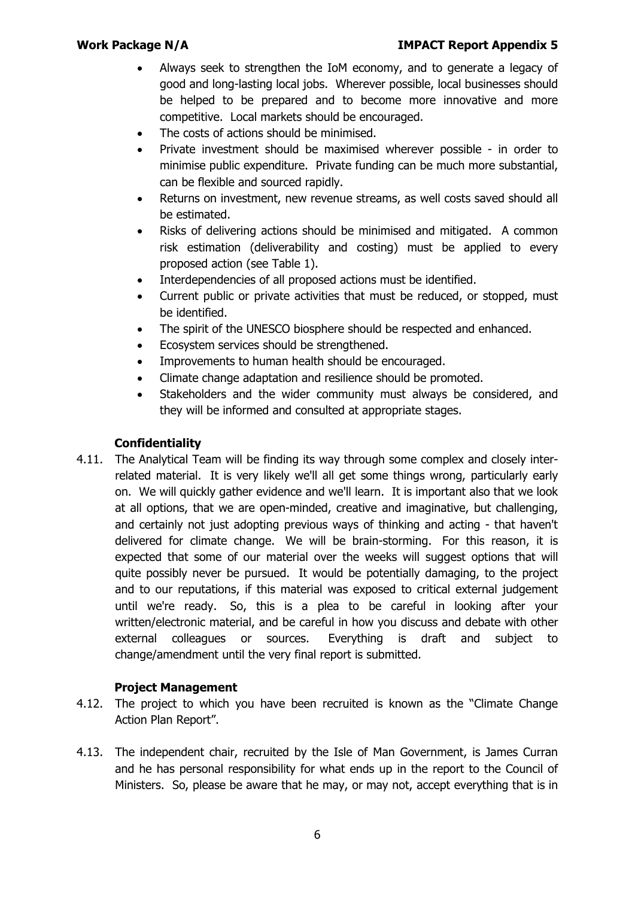- Always seek to strengthen the IoM economy, and to generate a legacy of good and long-lasting local jobs. Wherever possible, local businesses should be helped to be prepared and to become more innovative and more competitive. Local markets should be encouraged.
- The costs of actions should be minimised.
- Private investment should be maximised wherever possible - in order to minimise public expenditure. Private funding can be much more substantial, can be flexible and sourced rapidly.
- Returns on investment, new revenue streams, as well costs saved should all be estimated.
- Risks of delivering actions should be minimised and mitigated. A common risk estimation (deliverability and costing) must be applied to every proposed action (see Table 1).
- Interdependencies of all proposed actions must be identified.
- Current public or private activities that must be reduced, or stopped, must be identified.
- The spirit of the UNESCO biosphere should be respected and enhanced.
- Ecosystem services should be strengthened.
- Improvements to human health should be encouraged.
- Climate change adaptation and resilience should be promoted.
- Stakeholders and the wider community must always be considered, and they will be informed and consulted at appropriate stages.

### Confidentiality

4.11. The Analytical Team will be finding its way through some complex and closely inter-related material. It is very likely we'll all get some things wrong, particularly early on. We will quickly gather evidence and we'll learn. It is important also that we look at all options, that we are open-minded, creative and imaginative, but challenging, and certainly not just adopting previous ways of thinking and acting - that haven't delivered for climate change. We will be brain-storming. For this reason, it is expected that some of our material over the weeks will suggest options that will quite possibly never be pursued. It would be potentially damaging, to the project and to our reputations, if this material was exposed to critical external judgement until we're ready. So, this is a plea to be careful in looking after your written/electronic material, and be careful in how you discuss and debate with other external colleagues or sources. Everything is draft and subject to change/amendment until the very final report is submitted.

### Project Management

4.12. The project to which you have been recruited is known as the "Climate Change Action Plan Report".

4.13. The independent chair, recruited by the Isle of Man Government, is James Curran and he has personal responsibility for what ends up in the report to the Council of Ministers. So, please be aware that he may, or may not, accept everything that is in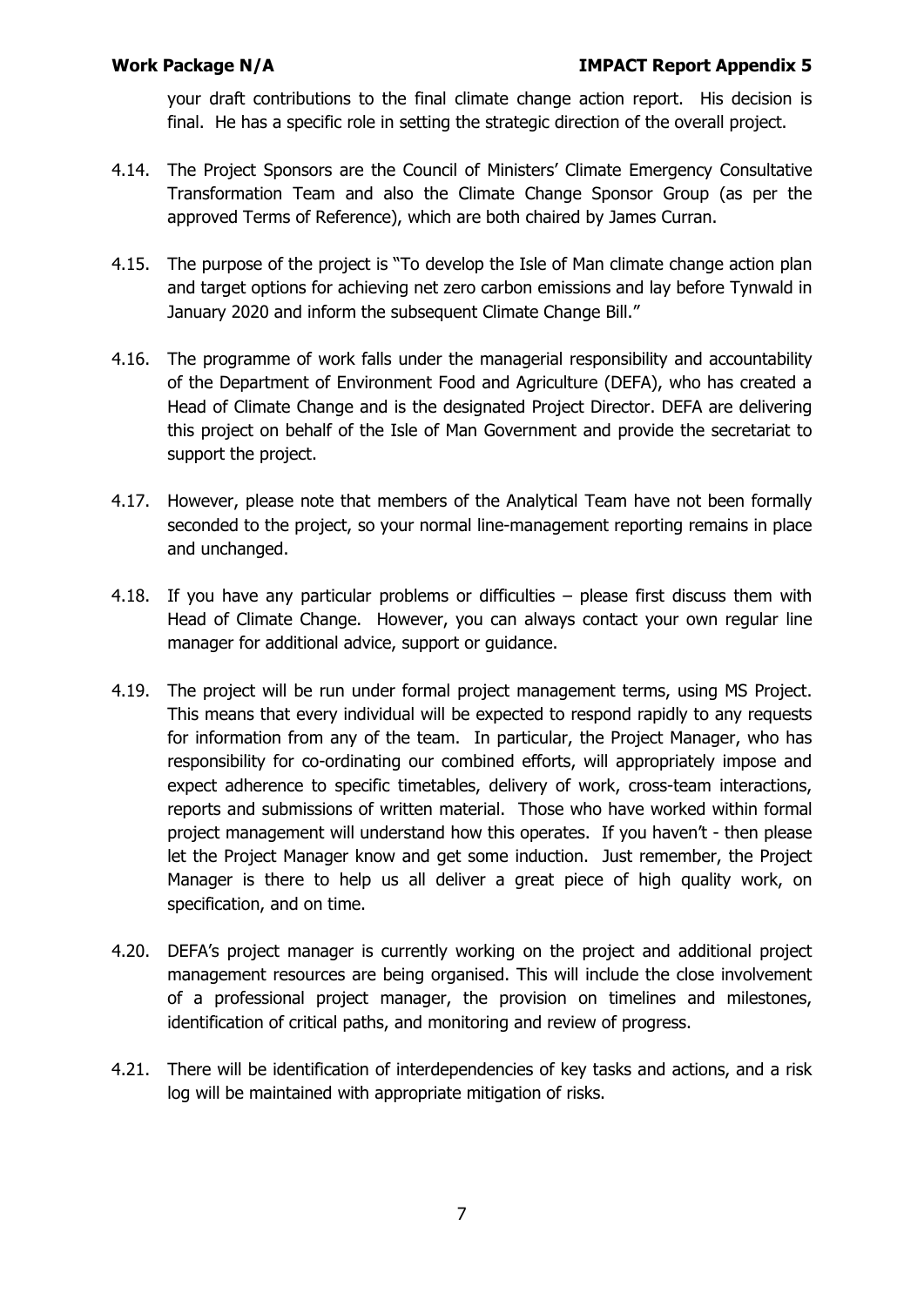your draft contributions to the final climate change action report. His decision is final. He has a specific role in setting the strategic direction of the overall project.

4.14. The Project Sponsors are the Council of Ministers' Climate Emergency Consultative Transformation Team and also the Climate Change Sponsor Group (as per the approved Terms of Reference), which are both chaired by James Curran.

4.15. The purpose of the project is "To develop the Isle of Man climate change action plan and target options for achieving net zero carbon emissions and lay before Tynwald in January 2020 and inform the subsequent Climate Change Bill."

4.16. The programme of work falls under the managerial responsibility and accountability of the Department of Environment Food and Agriculture (DEFA), who has created a Head of Climate Change and is the designated Project Director. DEFA are delivering this project on behalf of the Isle of Man Government and provide the secretariat to support the project.

4.17. However, please note that members of the Analytical Team have not been formally seconded to the project, so your normal line-management reporting remains in place and unchanged.

4.18. If you have any particular problems or difficulties – please first discuss them with Head of Climate Change. However, you can always contact your own regular line manager for additional advice, support or guidance.

4.19. The project will be run under formal project management terms, using MS Project. This means that every individual will be expected to respond rapidly to any requests for information from any of the team. In particular, the Project Manager, who has responsibility for co-ordinating our combined efforts, will appropriately impose and expect adherence to specific timetables, delivery of work, cross-team interactions, reports and submissions of written material. Those who have worked within formal project management will understand how this operates. If you haven't - then please let the Project Manager know and get some induction. Just remember, the Project Manager is there to help us all deliver a great piece of high quality work, on specification, and on time.

4.20. DEFA's project manager is currently working on the project and additional project management resources are being organised. This will include the close involvement of a professional project manager, the provision on timelines and milestones, identification of critical paths, and monitoring and review of progress.

4.21. There will be identification of interdependencies of key tasks and actions, and a risk log will be maintained with appropriate mitigation of risks.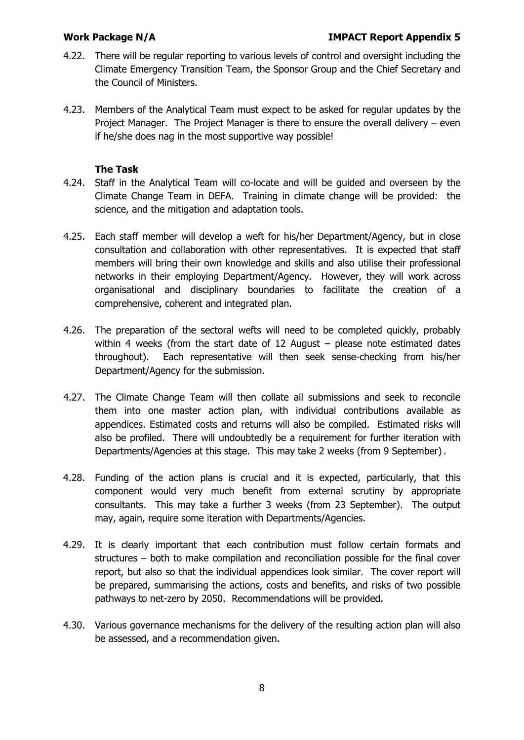4.22. There will be regular reporting to various levels of control and oversight including the Climate Emergency Transition Team, the Sponsor Group and the Chief Secretary and the Council of Ministers.

4.23. Members of the Analytical Team must expect to be asked for regular updates by the Project Manager. The Project Manager is there to ensure the overall delivery – even if he/she does nag in the most supportive way possible!

**The Task**

4.24. Staff in the Analytical Team will co-locate and will be guided and overseen by the Climate Change Team in DEFA. Training in climate change will be provided: the science, and the mitigation and adaptation tools.

4.25. Each staff member will develop a weft for his/her Department/Agency, but in close consultation and collaboration with other representatives. It is expected that staff members will bring their own knowledge and skills and also utilise their professional networks in their employing Department/Agency. However, they will work across organisational and disciplinary boundaries to facilitate the creation of a comprehensive, coherent and integrated plan.

4.26. The preparation of the sectoral wefts will need to be completed quickly, probably within 4 weeks (from the start date of 12 August – please note estimated dates throughout). Each representative will then seek sense-checking from his/her Department/Agency for the submission.

4.27. The Climate Change Team will then collate all submissions and seek to reconcile them into one master action plan, with individual contributions available as appendices. Estimated costs and returns will also be compiled. Estimated risks will also be profiled. There will undoubtedly be a requirement for further iteration with Departments/Agencies at this stage. This may take 2 weeks (from 9 September).

4.28. Funding of the action plans is crucial and it is expected, particularly, that this component would very much benefit from external scrutiny by appropriate consultants. This may take a further 3 weeks (from 23 September). The output may, again, require some iteration with Departments/Agencies.

4.29. It is clearly important that each contribution must follow certain formats and structures – both to make compilation and reconciliation possible for the final cover report, but also so that the individual appendices look similar. The cover report will be prepared, summarising the actions, costs and benefits, and risks of two possible pathways to net-zero by 2050. Recommendations will be provided.

4.30. Various governance mechanisms for the delivery of the resulting action plan will also be assessed, and a recommendation given.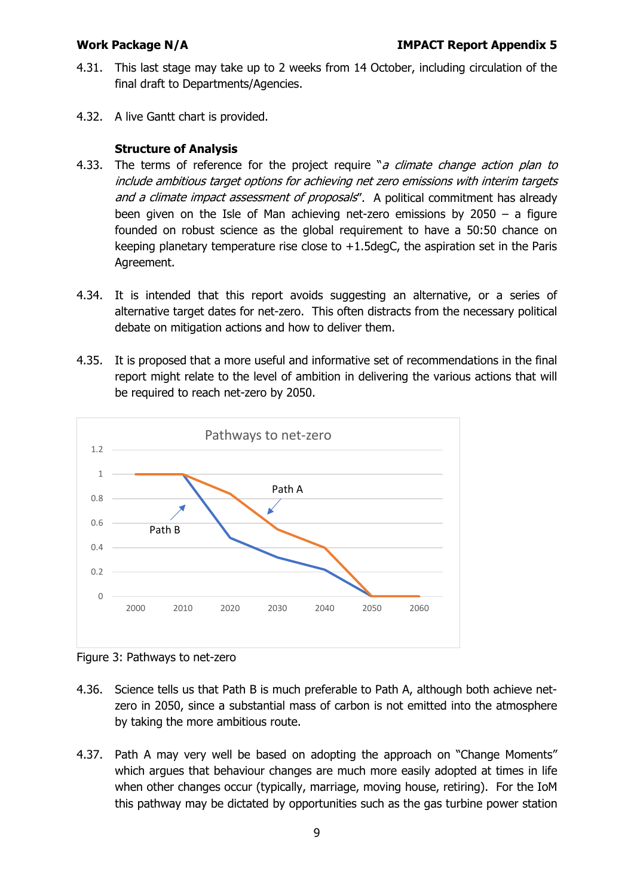4.31. This last stage may take up to 2 weeks from 14 October, including circulation of the final draft to Departments/Agencies.

4.32. A live Gantt chart is provided.

**Structure of Analysis**

4.33. The terms of reference for the project require "*a climate change action plan to include ambitious target options for achieving net zero emissions with interim targets and a climate impact assessment of proposals*". A political commitment has already been given on the Isle of Man achieving net-zero emissions by 2050 – a figure founded on robust science as the global requirement to have a 50:50 chance on keeping planetary temperature rise close to +1.5degC, the aspiration set in the Paris Agreement.

4.34. It is intended that this report avoids suggesting an alternative, or a series of alternative target dates for net-zero. This often distracts from the necessary political debate on mitigation actions and how to deliver them.

4.35. It is proposed that a more useful and informative set of recommendations in the final report might relate to the level of ambition in delivering the various actions that will be required to reach net-zero by 2050.

Figure 3: Pathways to net-zero

4.36. Science tells us that Path B is much preferable to Path A, although both achieve net-zero in 2050, since a substantial mass of carbon is not emitted into the atmosphere by taking the more ambitious route.

4.37. Path A may very well be based on adopting the approach on "Change Moments" which argues that behaviour changes are much more easily adopted at times in life when other changes occur (typically, marriage, moving house, retiring). For the IoM this pathway may be dictated by opportunities such as the gas turbine power station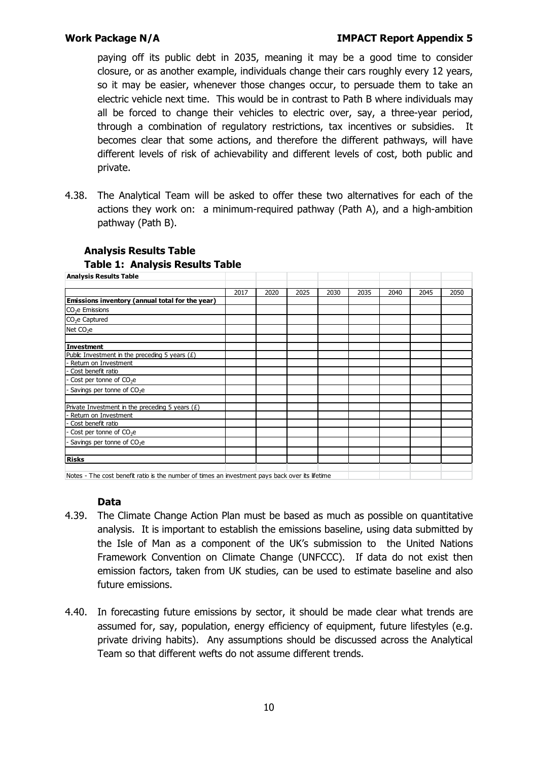paying off its public debt in 2035, meaning it may be a good time to consider closure, or as another example, individuals change their cars roughly every 12 years, so it may be easier, whenever those changes occur, to persuade them to take an electric vehicle next time. This would be in contrast to Path B where individuals may all be forced to change their vehicles to electric over, say, a three-year period, through a combination of regulatory restrictions, tax incentives or subsidies. It becomes clear that some actions, and therefore the different pathways, will have different levels of risk of achievability and different levels of cost, both public and private.

4.38. The Analytical Team will be asked to offer these two alternatives for each of the actions they work on: a minimum-required pathway (Path A), and a high-ambition pathway (Path B).

### Analysis Results Table

**Table 1: Analysis Results Table**

| **Analysis Results Table** | | | | | | | | |
|---|---|---|---|---|---|---|---|---|
| | 2017 | 2020 | 2025 | 2030 | 2035 | 2040 | 2045 | 2050 |
| **Emissions inventory (annual total for the year)** | | | | | | | | |
| $CO_2$e Emissions | | | | | | | | |
| $CO_2$e Captured | | | | | | | | |
| Net $CO_2$e | | | | | | | | |
| | | | | | | | | |
| **Investment** | | | | | | | | |
| Public Investment in the preceding 5 years (£) | | | | | | | | |
| - Return on Investment | | | | | | | | |
| - Cost benefit ratio | | | | | | | | |
| - Cost per tonne of $CO_2$e | | | | | | | | |
| - Savings per tonne of $CO_2$e | | | | | | | | |
| | | | | | | | | |
| Private Investment in the preceding 5 years (£) | | | | | | | | |
| - Return on Investment | | | | | | | | |
| - Cost benefit ratio | | | | | | | | |
| - Cost per tonne of $CO_2$e | | | | | | | | |
| - Savings per tonne of $CO_2$e | | | | | | | | |
| | | | | | | | | |
| **Risks** | | | | | | | | |

Notes - The cost benefit ratio is the number of times an investment pays back over its lifetime

### Data

4.39. The Climate Change Action Plan must be based as much as possible on quantitative analysis. It is important to establish the emissions baseline, using data submitted by the Isle of Man as a component of the UK's submission to the United Nations Framework Convention on Climate Change (UNFCCC). If data do not exist then emission factors, taken from UK studies, can be used to estimate baseline and also future emissions.

4.40. In forecasting future emissions by sector, it should be made clear what trends are assumed for, say, population, energy efficiency of equipment, future lifestyles (e.g. private driving habits). Any assumptions should be discussed across the Analytical Team so that different wefts do not assume different trends.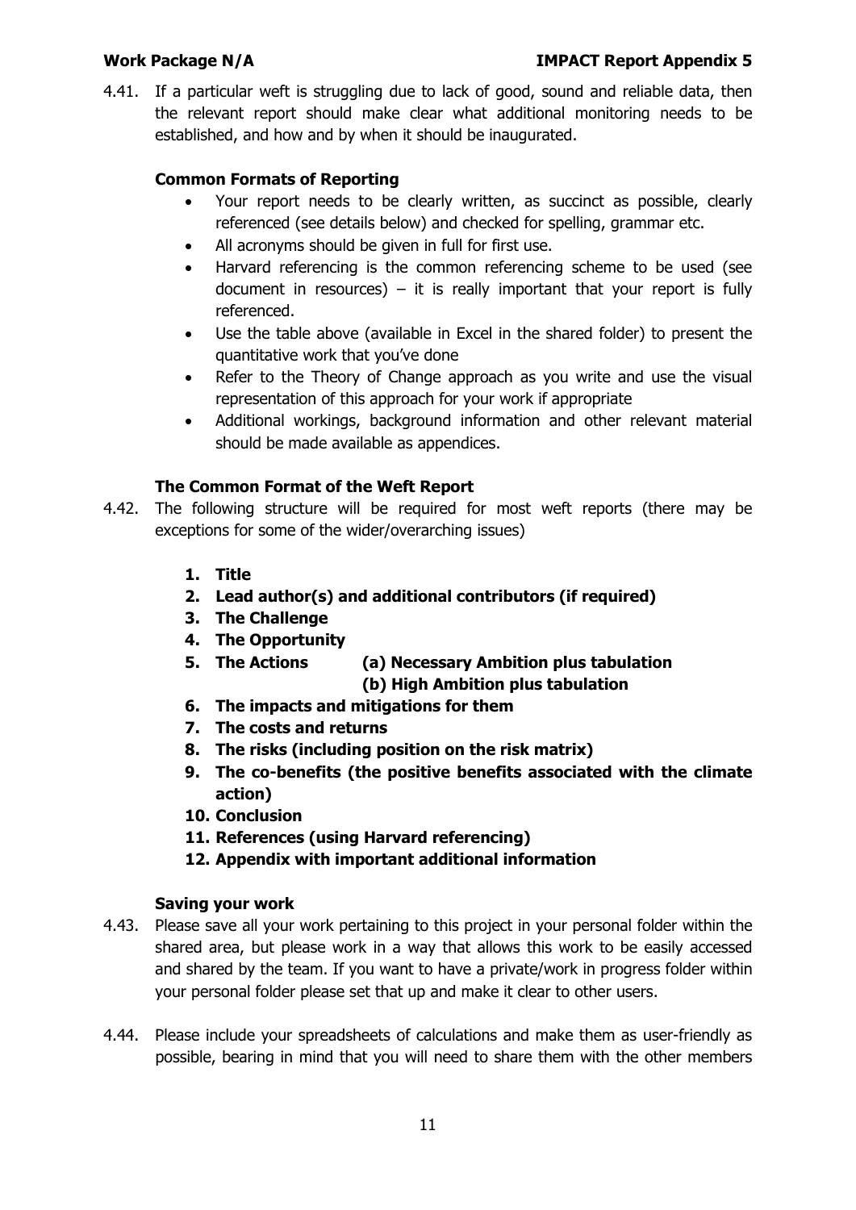4.41. If a particular weft is struggling due to lack of good, sound and reliable data, then the relevant report should make clear what additional monitoring needs to be established, and how and by when it should be inaugurated.

**Common Formats of Reporting**

- Your report needs to be clearly written, as succinct as possible, clearly referenced (see details below) and checked for spelling, grammar etc.
- All acronyms should be given in full for first use.
- Harvard referencing is the common referencing scheme to be used (see document in resources) – it is really important that your report is fully referenced.
- Use the table above (available in Excel in the shared folder) to present the quantitative work that you've done
- Refer to the Theory of Change approach as you write and use the visual representation of this approach for your work if appropriate
- Additional workings, background information and other relevant material should be made available as appendices.

**The Common Format of the Weft Report**

4.42. The following structure will be required for most weft reports (there may be exceptions for some of the wider/overarching issues)

1. **Title**
2. **Lead author(s) and additional contributors (if required)**
3. **The Challenge**
4. **The Opportunity**
5. **The Actions (a) Necessary Ambition plus tabulation**
   **(b) High Ambition plus tabulation**
6. **The impacts and mitigations for them**
7. **The costs and returns**
8. **The risks (including position on the risk matrix)**
9. **The co-benefits (the positive benefits associated with the climate action)**
10. **Conclusion**
11. **References (using Harvard referencing)**
12. **Appendix with important additional information**

**Saving your work**

4.43. Please save all your work pertaining to this project in your personal folder within the shared area, but please work in a way that allows this work to be easily accessed and shared by the team. If you want to have a private/work in progress folder within your personal folder please set that up and make it clear to other users.

4.44. Please include your spreadsheets of calculations and make them as user-friendly as possible, bearing in mind that you will need to share them with the other members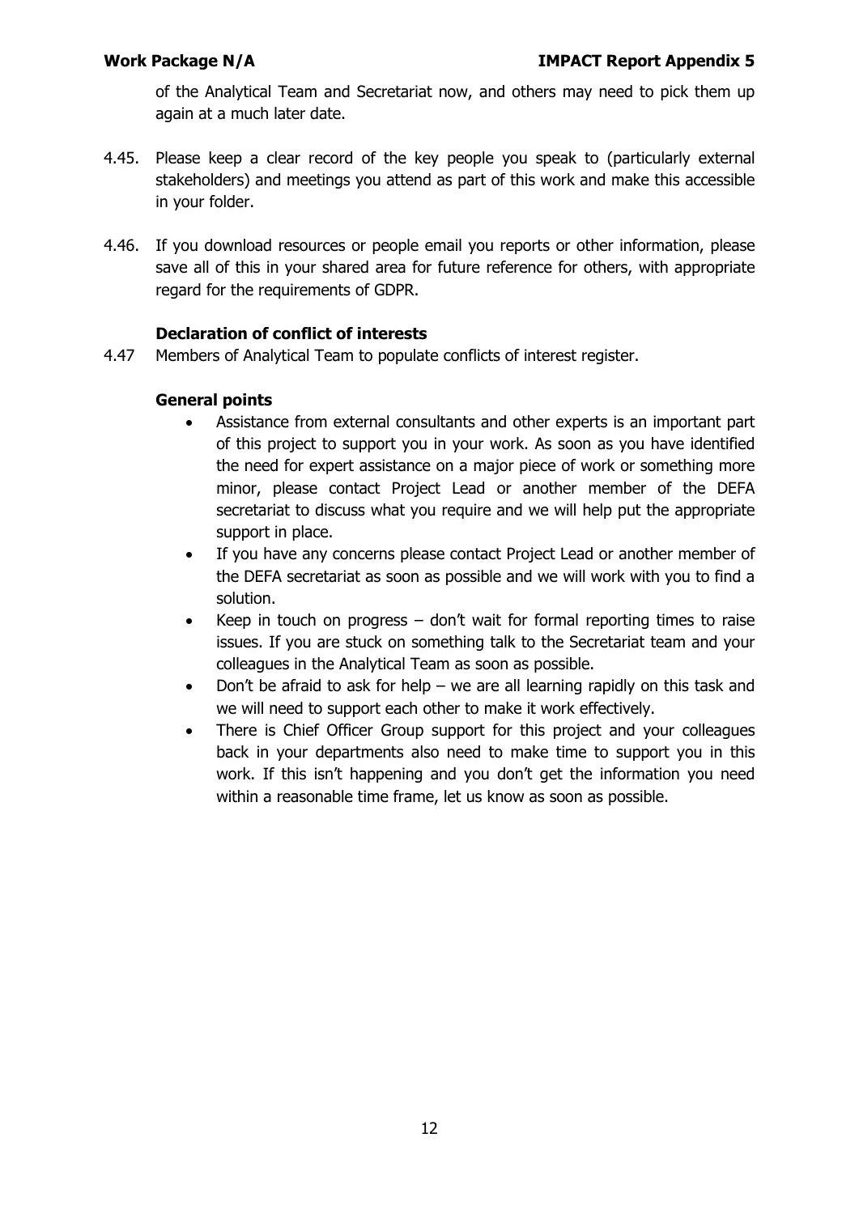of the Analytical Team and Secretariat now, and others may need to pick them up again at a much later date.

4.45. Please keep a clear record of the key people you speak to (particularly external stakeholders) and meetings you attend as part of this work and make this accessible in your folder.

4.46. If you download resources or people email you reports or other information, please save all of this in your shared area for future reference for others, with appropriate regard for the requirements of GDPR.

**Declaration of conflict of interests**

4.47 Members of Analytical Team to populate conflicts of interest register.

**General points**

- Assistance from external consultants and other experts is an important part of this project to support you in your work. As soon as you have identified the need for expert assistance on a major piece of work or something more minor, please contact Project Lead or another member of the DEFA secretariat to discuss what you require and we will help put the appropriate support in place.
- If you have any concerns please contact Project Lead or another member of the DEFA secretariat as soon as possible and we will work with you to find a solution.
- Keep in touch on progress – don't wait for formal reporting times to raise issues. If you are stuck on something talk to the Secretariat team and your colleagues in the Analytical Team as soon as possible.
- Don't be afraid to ask for help – we are all learning rapidly on this task and we will need to support each other to make it work effectively.
- There is Chief Officer Group support for this project and your colleagues back in your departments also need to make time to support you in this work. If this isn't happening and you don't get the information you need within a reasonable time frame, let us know as soon as possible.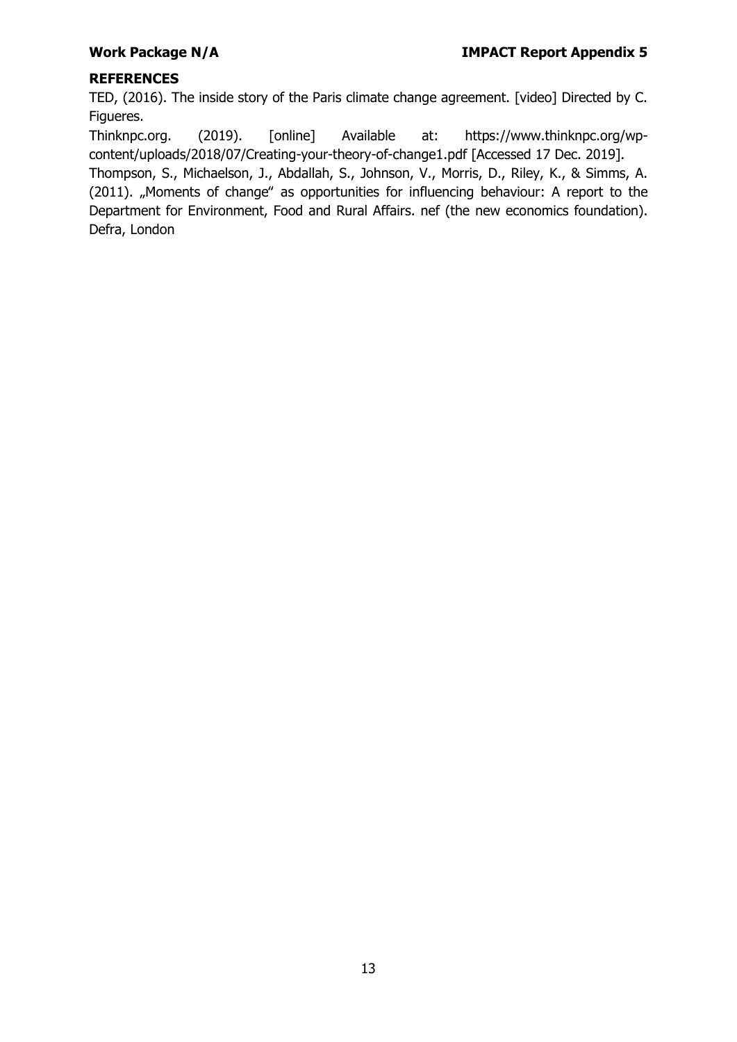## REFERENCES

TED, (2016). The inside story of the Paris climate change agreement. [video] Directed by C. Figueres.

Thinknpc.org. (2019). [online] Available at: https://www.thinknpc.org/wp-content/uploads/2018/07/Creating-your-theory-of-change1.pdf [Accessed 17 Dec. 2019].

Thompson, S., Michaelson, J., Abdallah, S., Johnson, V., Morris, D., Riley, K., & Simms, A. (2011). „Moments of change" as opportunities for influencing behaviour: A report to the Department for Environment, Food and Rural Affairs. nef (the new economics foundation). Defra, London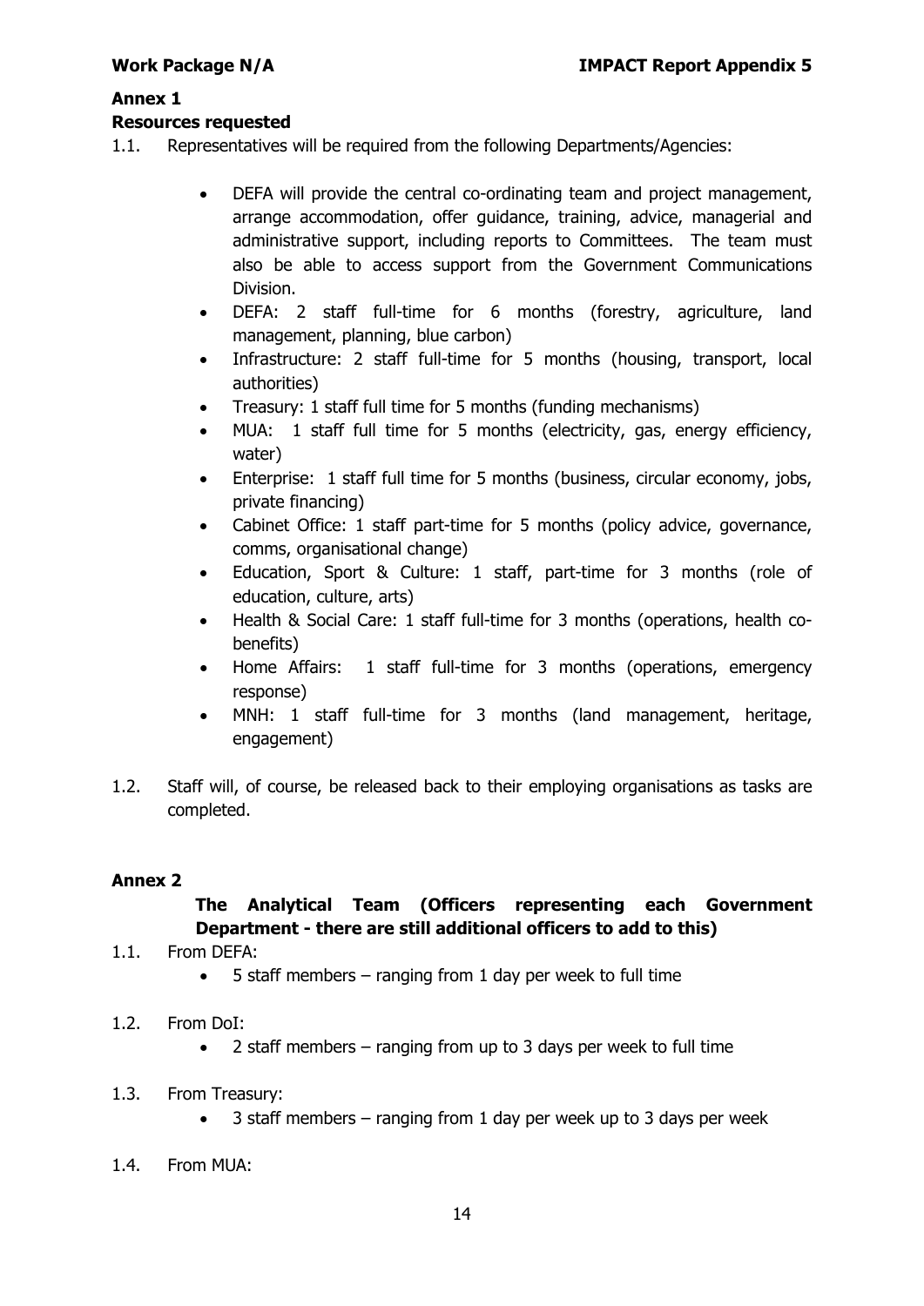## Annex 1

### Resources requested

1.1. Representatives will be required from the following Departments/Agencies:

- DEFA will provide the central co-ordinating team and project management, arrange accommodation, offer guidance, training, advice, managerial and administrative support, including reports to Committees. The team must also be able to access support from the Government Communications Division.
- DEFA: 2 staff full-time for 6 months (forestry, agriculture, land management, planning, blue carbon)
- Infrastructure: 2 staff full-time for 5 months (housing, transport, local authorities)
- Treasury: 1 staff full time for 5 months (funding mechanisms)
- MUA: 1 staff full time for 5 months (electricity, gas, energy efficiency, water)
- Enterprise: 1 staff full time for 5 months (business, circular economy, jobs, private financing)
- Cabinet Office: 1 staff part-time for 5 months (policy advice, governance, comms, organisational change)
- Education, Sport & Culture: 1 staff, part-time for 3 months (role of education, culture, arts)
- Health & Social Care: 1 staff full-time for 3 months (operations, health co-benefits)
- Home Affairs: 1 staff full-time for 3 months (operations, emergency response)
- MNH: 1 staff full-time for 3 months (land management, heritage, engagement)

1.2. Staff will, of course, be released back to their employing organisations as tasks are completed.

## Annex 2

### The Analytical Team (Officers representing each Government Department - there are still additional officers to add to this)

1.1. From DEFA:

- 5 staff members – ranging from 1 day per week to full time

1.2. From DoI:

- 2 staff members – ranging from up to 3 days per week to full time

1.3. From Treasury:

- 3 staff members – ranging from 1 day per week up to 3 days per week

1.4. From MUA: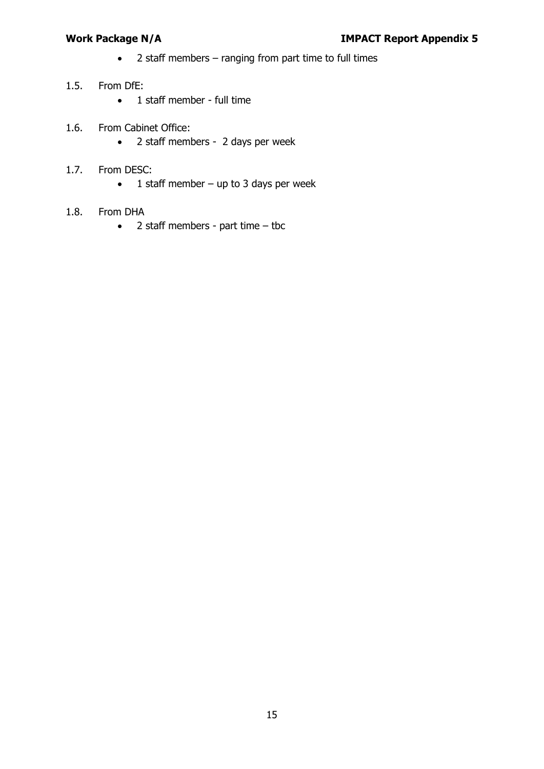- 2 staff members – ranging from part time to full times

1.5. From DfE:
   - 1 staff member - full time

1.6. From Cabinet Office:
   - 2 staff members - 2 days per week

1.7. From DESC:
   - 1 staff member – up to 3 days per week

1.8. From DHA
   - 2 staff members - part time – tbc